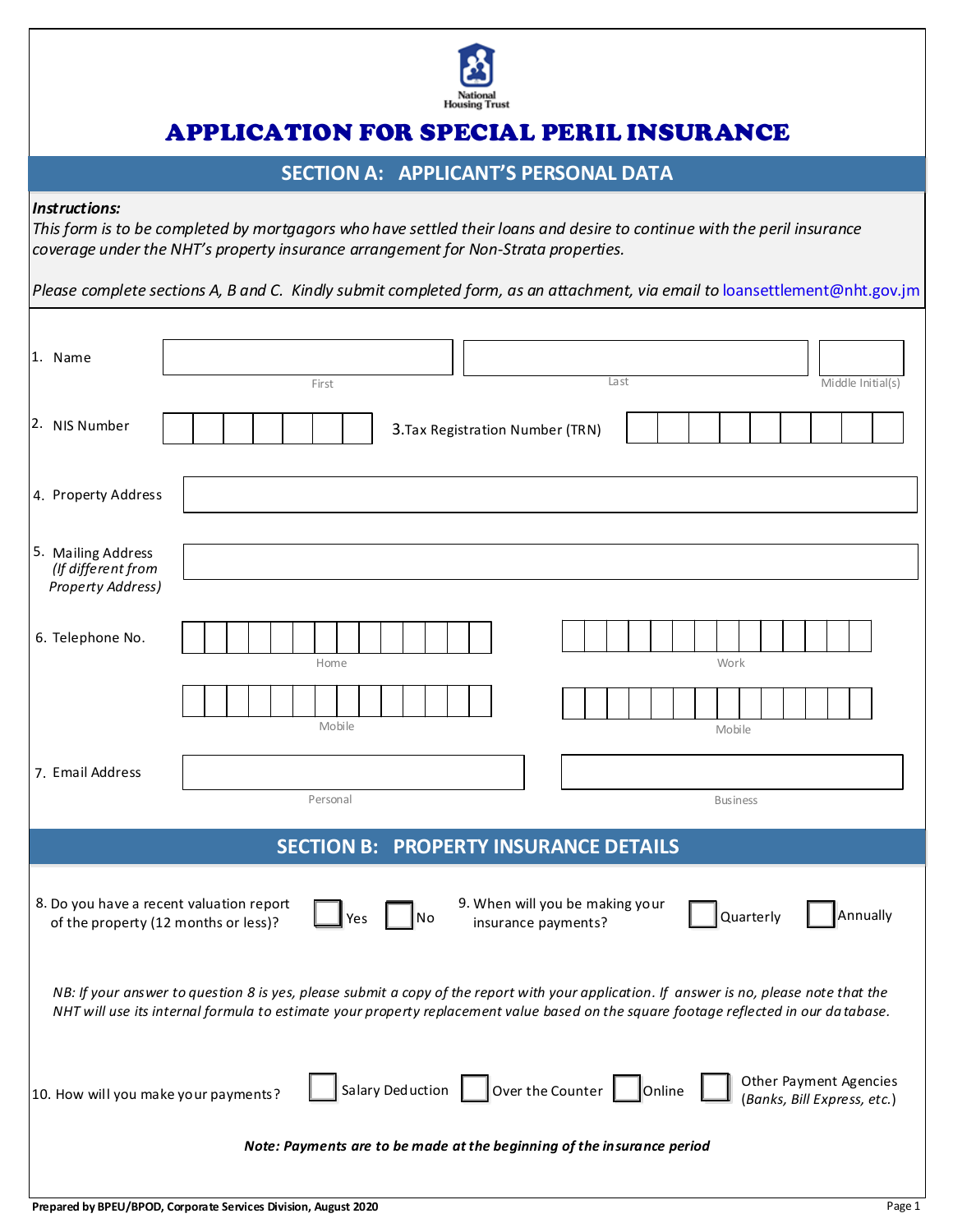National Housing Trust

# APPLICATION FOR SPECIAL PERIL INSURANCE

## SECTION A: APPLICANT'S PERSONAL DATA

***Instructions:***
*This form is to be completed by mortgagors who have settled their loans and desire to continue with the peril insurance coverage under the NHT's property insurance arrangement for Non-Strata properties.*

*Please complete sections A, B and C. Kindly submit completed form, as an attachment, via email to* loansettlement@nht.gov.jm

1. Name

| First | Last | Middle Initial(s) |
|---|---|---|
| | | |

2. NIS Number ☐☐☐☐☐☐☐

3. Tax Registration Number (TRN) ☐☐☐☐☐☐☐☐☐

4. Property Address ____________________

5. Mailing Address *(If different from Property Address)* ____________________

6. Telephone No.

| Home | Work |
|---|---|
| | |
| **Mobile** | **Mobile** |
| | |

7. Email Address

| Personal | Business |
|---|---|
| | |

## SECTION B: PROPERTY INSURANCE DETAILS

8. Do you have a recent valuation report of the property (12 months or less)? ☐ Yes ☐ No

9. When will you be making your insurance payments? ☐ Quarterly ☐ Annually

*NB: If your answer to question 8 is yes, please submit a copy of the report with your application. If answer is no, please note that the NHT will use its internal formula to estimate your property replacement value based on the square footage reflected in our database.*

10. How will you make your payments? ☐ Salary Deduction ☐ Over the Counter ☐ Online ☐ Other Payment Agencies *(Banks, Bill Express, etc.)*

***Note: Payments are to be made at the beginning of the insurance period***

**Prepared by BPEU/BPOD, Corporate Services Division, August 2020**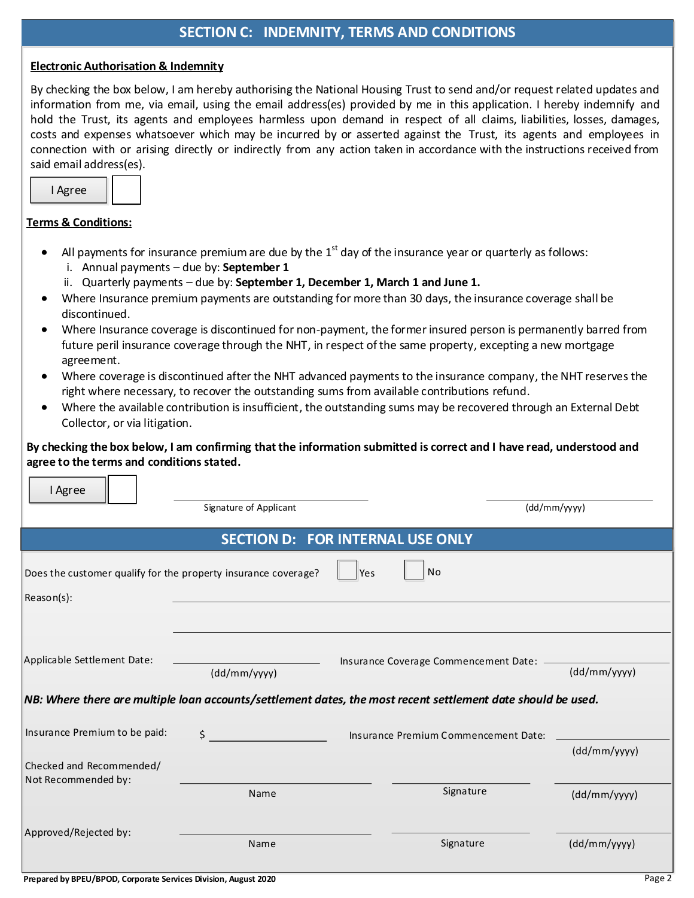## SECTION C: INDEMNITY, TERMS AND CONDITIONS

**Electronic Authorisation & Indemnity**

By checking the box below, I am hereby authorising the National Housing Trust to send and/or request related updates and information from me, via email, using the email address(es) provided by me in this application. I hereby indemnify and hold the Trust, its agents and employees harmless upon demand in respect of all claims, liabilities, losses, damages, costs and expenses whatsoever which may be incurred by or asserted against the Trust, its agents and employees in connection with or arising directly or indirectly from any action taken in accordance with the instructions received from said email address(es).

I Agree ☐

**Terms & Conditions:**

- All payments for insurance premium are due by the 1st day of the insurance year or quarterly as follows:
  - i. Annual payments – due by: **September 1**
  - ii. Quarterly payments – due by: **September 1, December 1, March 1 and June 1.**
- Where Insurance premium payments are outstanding for more than 30 days, the insurance coverage shall be discontinued.
- Where Insurance coverage is discontinued for non-payment, the former insured person is permanently barred from future peril insurance coverage through the NHT, in respect of the same property, excepting a new mortgage agreement.
- Where coverage is discontinued after the NHT advanced payments to the insurance company, the NHT reserves the right where necessary, to recover the outstanding sums from available contributions refund.
- Where the available contribution is insufficient, the outstanding sums may be recovered through an External Debt Collector, or via litigation.

**By checking the box below, I am confirming that the information submitted is correct and I have read, understood and agree to the terms and conditions stated.**

I Agree ☐

______________________ Signature of Applicant

______________________ (dd/mm/yyyy)

## SECTION D: FOR INTERNAL USE ONLY

Does the customer qualify for the property insurance coverage? ☐ Yes ☐ No

Reason(s): ______________________________________________

______________________________________________

Applicable Settlement Date: ______________________ (dd/mm/yyyy)

Insurance Coverage Commencement Date: ______________________ (dd/mm/yyyy)

***NB: Where there are multiple loan accounts/settlement dates, the most recent settlement date should be used.***

Insurance Premium to be paid: $ ______________________

Insurance Premium Commencement Date: ______________________ (dd/mm/yyyy)

Checked and Recommended/ Not Recommended by: ______________________ Name ______________________ Signature ______________________ (dd/mm/yyyy)

Approved/Rejected by: ______________________ Name ______________________ Signature ______________________ (dd/mm/yyyy)

**Prepared by BPEU/BPOD, Corporate Services Division, August 2020**